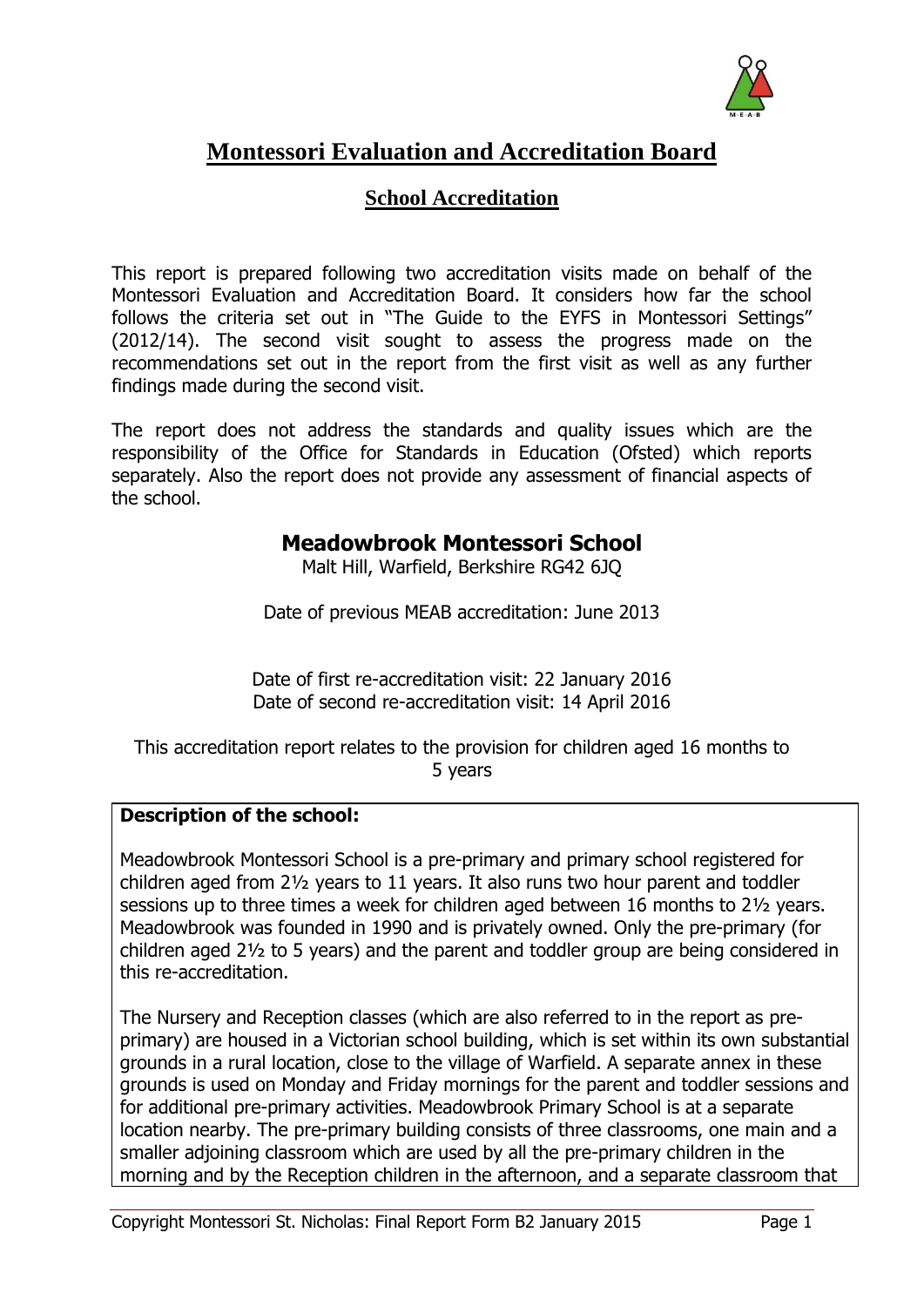# Montessori Evaluation and Accreditation Board

## School Accreditation

This report is prepared following two accreditation visits made on behalf of the Montessori Evaluation and Accreditation Board. It considers how far the school follows the criteria set out in "The Guide to the EYFS in Montessori Settings" (2012/14). The second visit sought to assess the progress made on the recommendations set out in the report from the first visit as well as any further findings made during the second visit.

The report does not address the standards and quality issues which are the responsibility of the Office for Standards in Education (Ofsted) which reports separately. Also the report does not provide any assessment of financial aspects of the school.

### Meadowbrook Montessori School

Malt Hill, Warfield, Berkshire RG42 6JQ

Date of previous MEAB accreditation: June 2013

Date of first re-accreditation visit: 22 January 2016
Date of second re-accreditation visit: 14 April 2016

This accreditation report relates to the provision for children aged 16 months to 5 years

**Description of the school:**

Meadowbrook Montessori School is a pre-primary and primary school registered for children aged from 2½ years to 11 years. It also runs two hour parent and toddler sessions up to three times a week for children aged between 16 months to 2½ years. Meadowbrook was founded in 1990 and is privately owned. Only the pre-primary (for children aged 2½ to 5 years) and the parent and toddler group are being considered in this re-accreditation.

The Nursery and Reception classes (which are also referred to in the report as pre-primary) are housed in a Victorian school building, which is set within its own substantial grounds in a rural location, close to the village of Warfield. A separate annex in these grounds is used on Monday and Friday mornings for the parent and toddler sessions and for additional pre-primary activities. Meadowbrook Primary School is at a separate location nearby. The pre-primary building consists of three classrooms, one main and a smaller adjoining classroom which are used by all the pre-primary children in the morning and by the Reception children in the afternoon, and a separate classroom that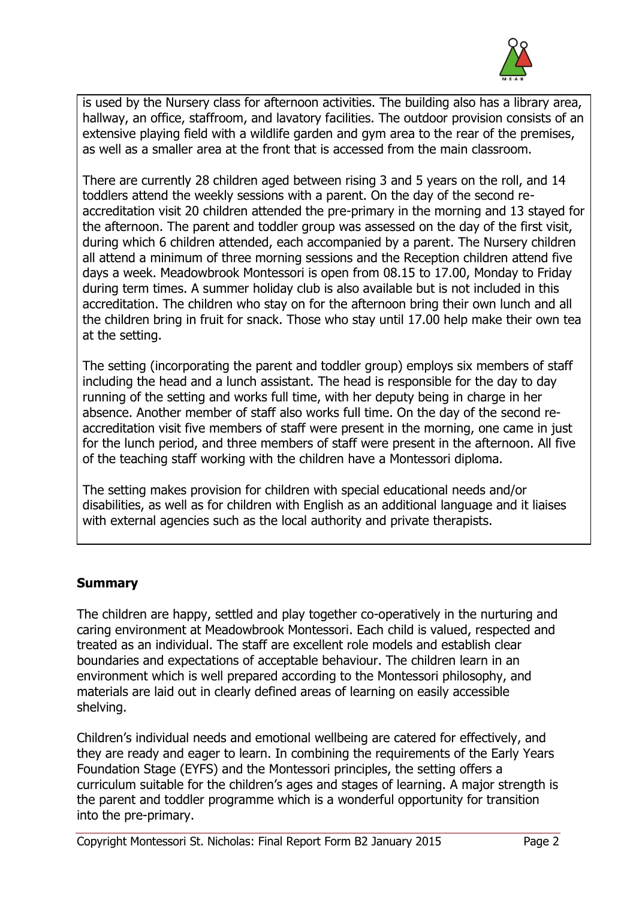is used by the Nursery class for afternoon activities. The building also has a library area, hallway, an office, staffroom, and lavatory facilities. The outdoor provision consists of an extensive playing field with a wildlife garden and gym area to the rear of the premises, as well as a smaller area at the front that is accessed from the main classroom.

There are currently 28 children aged between rising 3 and 5 years on the roll, and 14 toddlers attend the weekly sessions with a parent. On the day of the second re-accreditation visit 20 children attended the pre-primary in the morning and 13 stayed for the afternoon. The parent and toddler group was assessed on the day of the first visit, during which 6 children attended, each accompanied by a parent. The Nursery children all attend a minimum of three morning sessions and the Reception children attend five days a week. Meadowbrook Montessori is open from 08.15 to 17.00, Monday to Friday during term times. A summer holiday club is also available but is not included in this accreditation. The children who stay on for the afternoon bring their own lunch and all the children bring in fruit for snack. Those who stay until 17.00 help make their own tea at the setting.

The setting (incorporating the parent and toddler group) employs six members of staff including the head and a lunch assistant. The head is responsible for the day to day running of the setting and works full time, with her deputy being in charge in her absence. Another member of staff also works full time. On the day of the second re-accreditation visit five members of staff were present in the morning, one came in just for the lunch period, and three members of staff were present in the afternoon. All five of the teaching staff working with the children have a Montessori diploma.

The setting makes provision for children with special educational needs and/or disabilities, as well as for children with English as an additional language and it liaises with external agencies such as the local authority and private therapists.

## Summary

The children are happy, settled and play together co-operatively in the nurturing and caring environment at Meadowbrook Montessori. Each child is valued, respected and treated as an individual. The staff are excellent role models and establish clear boundaries and expectations of acceptable behaviour. The children learn in an environment which is well prepared according to the Montessori philosophy, and materials are laid out in clearly defined areas of learning on easily accessible shelving.

Children's individual needs and emotional wellbeing are catered for effectively, and they are ready and eager to learn. In combining the requirements of the Early Years Foundation Stage (EYFS) and the Montessori principles, the setting offers a curriculum suitable for the children's ages and stages of learning. A major strength is the parent and toddler programme which is a wonderful opportunity for transition into the pre-primary.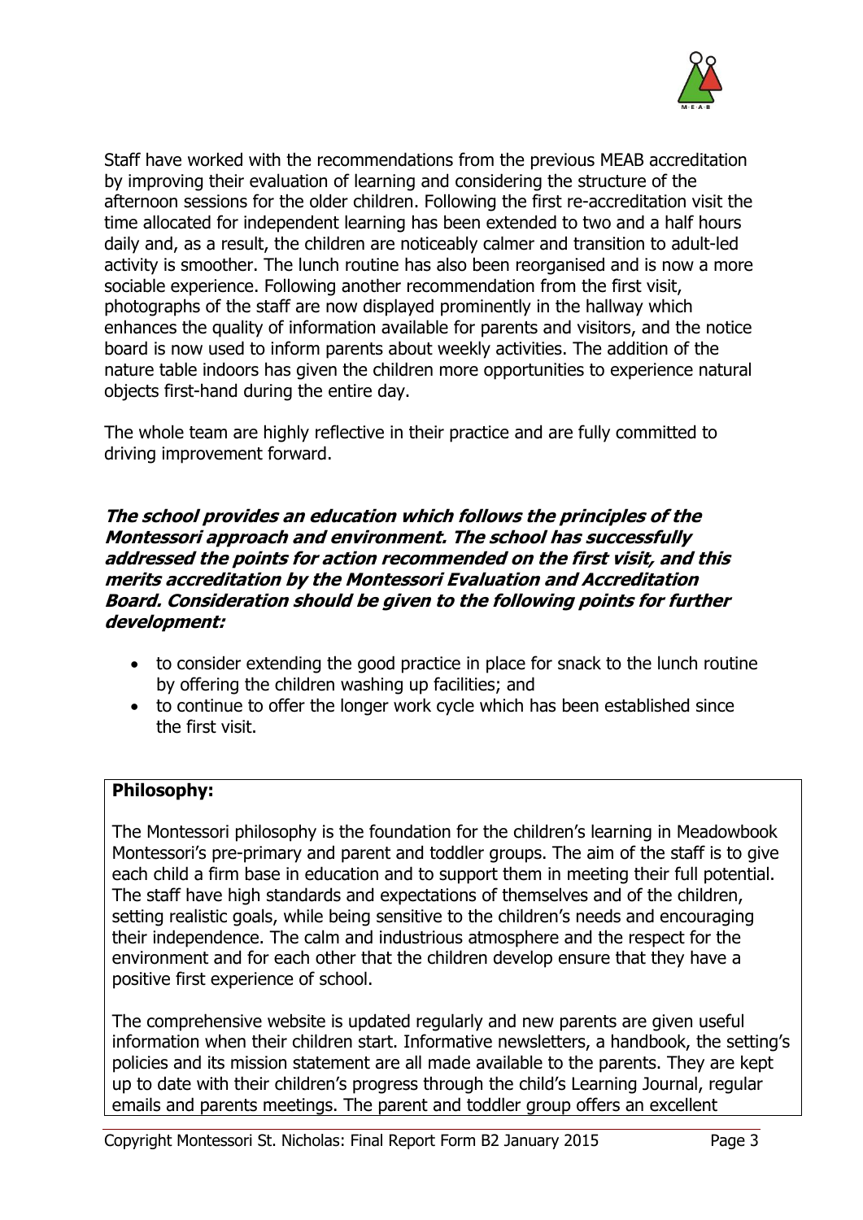Staff have worked with the recommendations from the previous MEAB accreditation by improving their evaluation of learning and considering the structure of the afternoon sessions for the older children. Following the first re-accreditation visit the time allocated for independent learning has been extended to two and a half hours daily and, as a result, the children are noticeably calmer and transition to adult-led activity is smoother. The lunch routine has also been reorganised and is now a more sociable experience. Following another recommendation from the first visit, photographs of the staff are now displayed prominently in the hallway which enhances the quality of information available for parents and visitors, and the notice board is now used to inform parents about weekly activities. The addition of the nature table indoors has given the children more opportunities to experience natural objects first-hand during the entire day.

The whole team are highly reflective in their practice and are fully committed to driving improvement forward.

***The school provides an education which follows the principles of the Montessori approach and environment. The school has successfully addressed the points for action recommended on the first visit, and this merits accreditation by the Montessori Evaluation and Accreditation Board. Consideration should be given to the following points for further development:***

- to consider extending the good practice in place for snack to the lunch routine by offering the children washing up facilities; and
- to continue to offer the longer work cycle which has been established since the first visit.

**Philosophy:**

The Montessori philosophy is the foundation for the children's learning in Meadowbook Montessori's pre-primary and parent and toddler groups. The aim of the staff is to give each child a firm base in education and to support them in meeting their full potential. The staff have high standards and expectations of themselves and of the children, setting realistic goals, while being sensitive to the children's needs and encouraging their independence. The calm and industrious atmosphere and the respect for the environment and for each other that the children develop ensure that they have a positive first experience of school.

The comprehensive website is updated regularly and new parents are given useful information when their children start. Informative newsletters, a handbook, the setting's policies and its mission statement are all made available to the parents. They are kept up to date with their children's progress through the child's Learning Journal, regular emails and parents meetings. The parent and toddler group offers an excellent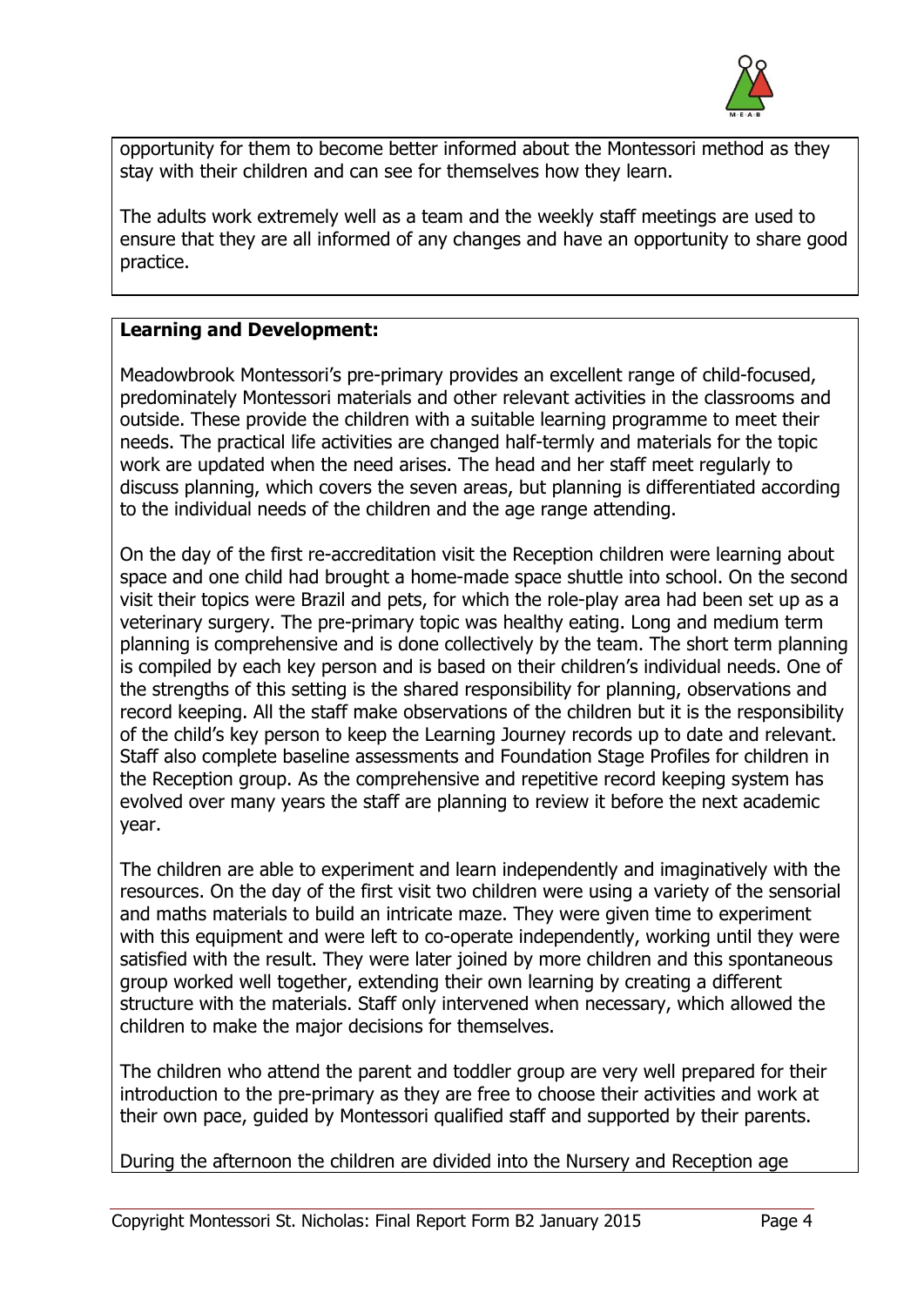opportunity for them to become better informed about the Montessori method as they stay with their children and can see for themselves how they learn.

The adults work extremely well as a team and the weekly staff meetings are used to ensure that they are all informed of any changes and have an opportunity to share good practice.

**Learning and Development:**

Meadowbrook Montessori's pre-primary provides an excellent range of child-focused, predominately Montessori materials and other relevant activities in the classrooms and outside. These provide the children with a suitable learning programme to meet their needs. The practical life activities are changed half-termly and materials for the topic work are updated when the need arises. The head and her staff meet regularly to discuss planning, which covers the seven areas, but planning is differentiated according to the individual needs of the children and the age range attending.

On the day of the first re-accreditation visit the Reception children were learning about space and one child had brought a home-made space shuttle into school. On the second visit their topics were Brazil and pets, for which the role-play area had been set up as a veterinary surgery. The pre-primary topic was healthy eating. Long and medium term planning is comprehensive and is done collectively by the team. The short term planning is compiled by each key person and is based on their children's individual needs. One of the strengths of this setting is the shared responsibility for planning, observations and record keeping. All the staff make observations of the children but it is the responsibility of the child's key person to keep the Learning Journey records up to date and relevant. Staff also complete baseline assessments and Foundation Stage Profiles for children in the Reception group. As the comprehensive and repetitive record keeping system has evolved over many years the staff are planning to review it before the next academic year.

The children are able to experiment and learn independently and imaginatively with the resources. On the day of the first visit two children were using a variety of the sensorial and maths materials to build an intricate maze. They were given time to experiment with this equipment and were left to co-operate independently, working until they were satisfied with the result. They were later joined by more children and this spontaneous group worked well together, extending their own learning by creating a different structure with the materials. Staff only intervened when necessary, which allowed the children to make the major decisions for themselves.

The children who attend the parent and toddler group are very well prepared for their introduction to the pre-primary as they are free to choose their activities and work at their own pace, guided by Montessori qualified staff and supported by their parents.

During the afternoon the children are divided into the Nursery and Reception age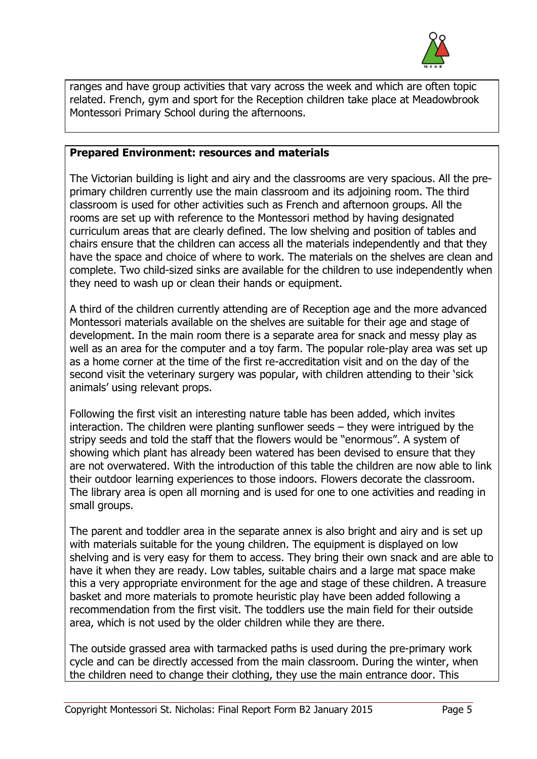ranges and have group activities that vary across the week and which are often topic related. French, gym and sport for the Reception children take place at Meadowbrook Montessori Primary School during the afternoons.

**Prepared Environment: resources and materials**

The Victorian building is light and airy and the classrooms are very spacious. All the pre-primary children currently use the main classroom and its adjoining room. The third classroom is used for other activities such as French and afternoon groups. All the rooms are set up with reference to the Montessori method by having designated curriculum areas that are clearly defined. The low shelving and position of tables and chairs ensure that the children can access all the materials independently and that they have the space and choice of where to work. The materials on the shelves are clean and complete. Two child-sized sinks are available for the children to use independently when they need to wash up or clean their hands or equipment.

A third of the children currently attending are of Reception age and the more advanced Montessori materials available on the shelves are suitable for their age and stage of development. In the main room there is a separate area for snack and messy play as well as an area for the computer and a toy farm. The popular role-play area was set up as a home corner at the time of the first re-accreditation visit and on the day of the second visit the veterinary surgery was popular, with children attending to their 'sick animals' using relevant props.

Following the first visit an interesting nature table has been added, which invites interaction. The children were planting sunflower seeds – they were intrigued by the stripy seeds and told the staff that the flowers would be "enormous". A system of showing which plant has already been watered has been devised to ensure that they are not overwatered. With the introduction of this table the children are now able to link their outdoor learning experiences to those indoors. Flowers decorate the classroom. The library area is open all morning and is used for one to one activities and reading in small groups.

The parent and toddler area in the separate annex is also bright and airy and is set up with materials suitable for the young children. The equipment is displayed on low shelving and is very easy for them to access. They bring their own snack and are able to have it when they are ready. Low tables, suitable chairs and a large mat space make this a very appropriate environment for the age and stage of these children. A treasure basket and more materials to promote heuristic play have been added following a recommendation from the first visit. The toddlers use the main field for their outside area, which is not used by the older children while they are there.

The outside grassed area with tarmacked paths is used during the pre-primary work cycle and can be directly accessed from the main classroom. During the winter, when the children need to change their clothing, they use the main entrance door. This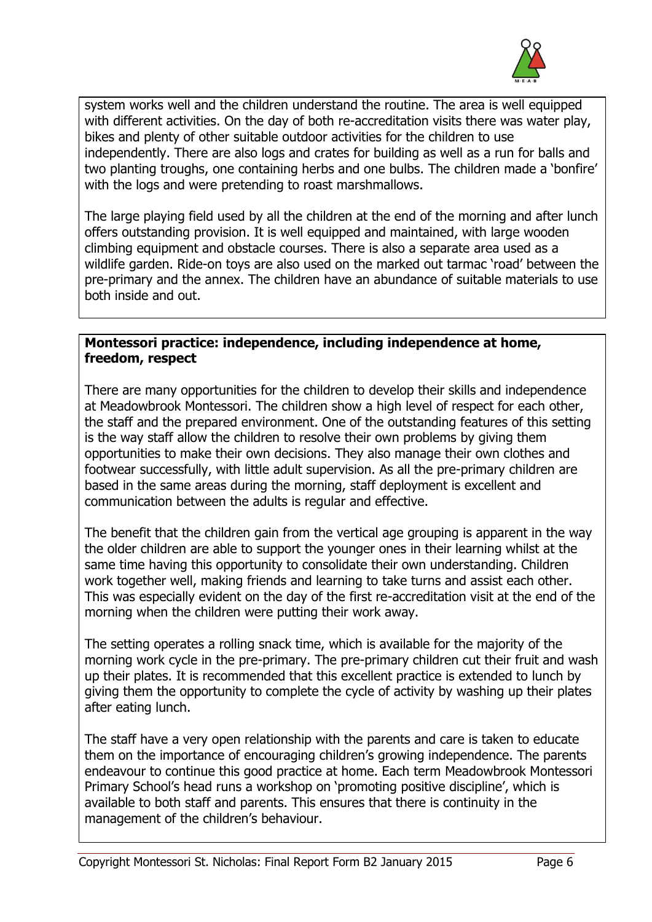system works well and the children understand the routine. The area is well equipped with different activities. On the day of both re-accreditation visits there was water play, bikes and plenty of other suitable outdoor activities for the children to use independently. There are also logs and crates for building as well as a run for balls and two planting troughs, one containing herbs and one bulbs. The children made a 'bonfire' with the logs and were pretending to roast marshmallows.

The large playing field used by all the children at the end of the morning and after lunch offers outstanding provision. It is well equipped and maintained, with large wooden climbing equipment and obstacle courses. There is also a separate area used as a wildlife garden. Ride-on toys are also used on the marked out tarmac 'road' between the pre-primary and the annex. The children have an abundance of suitable materials to use both inside and out.

**Montessori practice: independence, including independence at home, freedom, respect**

There are many opportunities for the children to develop their skills and independence at Meadowbrook Montessori. The children show a high level of respect for each other, the staff and the prepared environment. One of the outstanding features of this setting is the way staff allow the children to resolve their own problems by giving them opportunities to make their own decisions. They also manage their own clothes and footwear successfully, with little adult supervision. As all the pre-primary children are based in the same areas during the morning, staff deployment is excellent and communication between the adults is regular and effective.

The benefit that the children gain from the vertical age grouping is apparent in the way the older children are able to support the younger ones in their learning whilst at the same time having this opportunity to consolidate their own understanding. Children work together well, making friends and learning to take turns and assist each other. This was especially evident on the day of the first re-accreditation visit at the end of the morning when the children were putting their work away.

The setting operates a rolling snack time, which is available for the majority of the morning work cycle in the pre-primary. The pre-primary children cut their fruit and wash up their plates. It is recommended that this excellent practice is extended to lunch by giving them the opportunity to complete the cycle of activity by washing up their plates after eating lunch.

The staff have a very open relationship with the parents and care is taken to educate them on the importance of encouraging children's growing independence. The parents endeavour to continue this good practice at home. Each term Meadowbrook Montessori Primary School's head runs a workshop on 'promoting positive discipline', which is available to both staff and parents. This ensures that there is continuity in the management of the children's behaviour.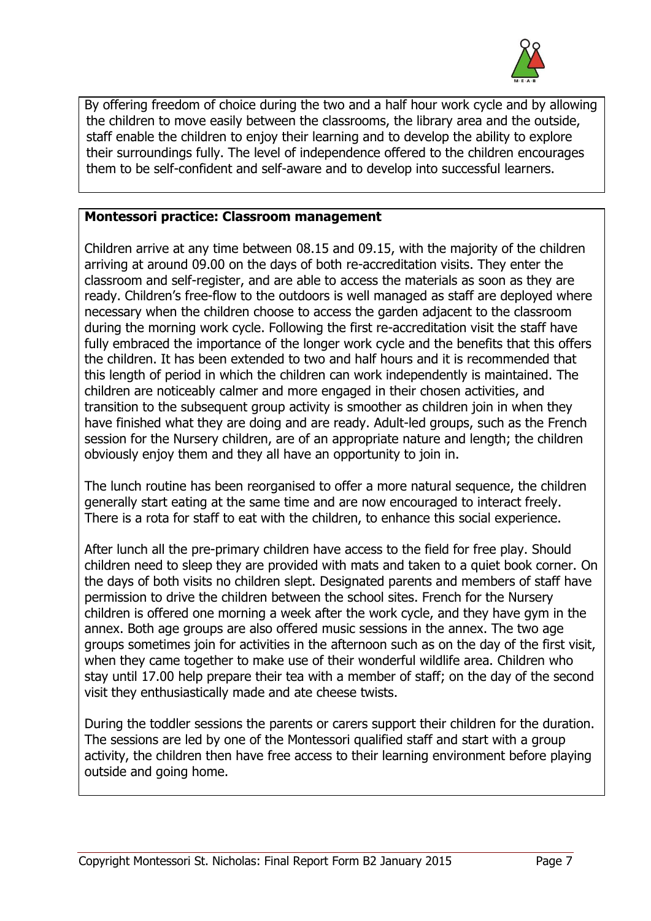By offering freedom of choice during the two and a half hour work cycle and by allowing the children to move easily between the classrooms, the library area and the outside, staff enable the children to enjoy their learning and to develop the ability to explore their surroundings fully. The level of independence offered to the children encourages them to be self-confident and self-aware and to develop into successful learners.

**Montessori practice: Classroom management**

Children arrive at any time between 08.15 and 09.15, with the majority of the children arriving at around 09.00 on the days of both re-accreditation visits. They enter the classroom and self-register, and are able to access the materials as soon as they are ready. Children's free-flow to the outdoors is well managed as staff are deployed where necessary when the children choose to access the garden adjacent to the classroom during the morning work cycle. Following the first re-accreditation visit the staff have fully embraced the importance of the longer work cycle and the benefits that this offers the children. It has been extended to two and half hours and it is recommended that this length of period in which the children can work independently is maintained. The children are noticeably calmer and more engaged in their chosen activities, and transition to the subsequent group activity is smoother as children join in when they have finished what they are doing and are ready. Adult-led groups, such as the French session for the Nursery children, are of an appropriate nature and length; the children obviously enjoy them and they all have an opportunity to join in.

The lunch routine has been reorganised to offer a more natural sequence, the children generally start eating at the same time and are now encouraged to interact freely. There is a rota for staff to eat with the children, to enhance this social experience.

After lunch all the pre-primary children have access to the field for free play. Should children need to sleep they are provided with mats and taken to a quiet book corner. On the days of both visits no children slept. Designated parents and members of staff have permission to drive the children between the school sites. French for the Nursery children is offered one morning a week after the work cycle, and they have gym in the annex. Both age groups are also offered music sessions in the annex. The two age groups sometimes join for activities in the afternoon such as on the day of the first visit, when they came together to make use of their wonderful wildlife area. Children who stay until 17.00 help prepare their tea with a member of staff; on the day of the second visit they enthusiastically made and ate cheese twists.

During the toddler sessions the parents or carers support their children for the duration. The sessions are led by one of the Montessori qualified staff and start with a group activity, the children then have free access to their learning environment before playing outside and going home.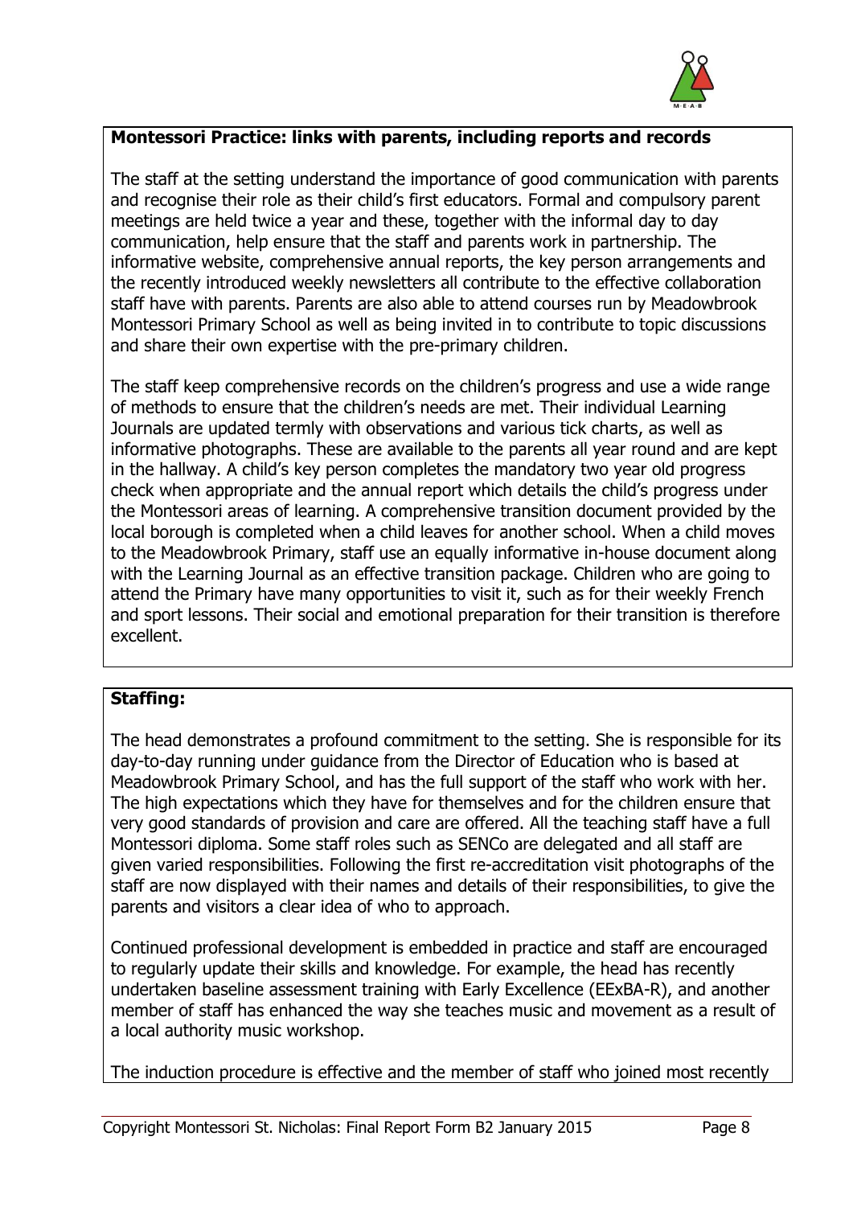**Montessori Practice: links with parents, including reports and records**

The staff at the setting understand the importance of good communication with parents and recognise their role as their child's first educators. Formal and compulsory parent meetings are held twice a year and these, together with the informal day to day communication, help ensure that the staff and parents work in partnership. The informative website, comprehensive annual reports, the key person arrangements and the recently introduced weekly newsletters all contribute to the effective collaboration staff have with parents. Parents are also able to attend courses run by Meadowbrook Montessori Primary School as well as being invited in to contribute to topic discussions and share their own expertise with the pre-primary children.

The staff keep comprehensive records on the children's progress and use a wide range of methods to ensure that the children's needs are met. Their individual Learning Journals are updated termly with observations and various tick charts, as well as informative photographs. These are available to the parents all year round and are kept in the hallway. A child's key person completes the mandatory two year old progress check when appropriate and the annual report which details the child's progress under the Montessori areas of learning. A comprehensive transition document provided by the local borough is completed when a child leaves for another school. When a child moves to the Meadowbrook Primary, staff use an equally informative in-house document along with the Learning Journal as an effective transition package. Children who are going to attend the Primary have many opportunities to visit it, such as for their weekly French and sport lessons. Their social and emotional preparation for their transition is therefore excellent.

**Staffing:**

The head demonstrates a profound commitment to the setting. She is responsible for its day-to-day running under guidance from the Director of Education who is based at Meadowbrook Primary School, and has the full support of the staff who work with her. The high expectations which they have for themselves and for the children ensure that very good standards of provision and care are offered. All the teaching staff have a full Montessori diploma. Some staff roles such as SENCo are delegated and all staff are given varied responsibilities. Following the first re-accreditation visit photographs of the staff are now displayed with their names and details of their responsibilities, to give the parents and visitors a clear idea of who to approach.

Continued professional development is embedded in practice and staff are encouraged to regularly update their skills and knowledge. For example, the head has recently undertaken baseline assessment training with Early Excellence (EExBA-R), and another member of staff has enhanced the way she teaches music and movement as a result of a local authority music workshop.

The induction procedure is effective and the member of staff who joined most recently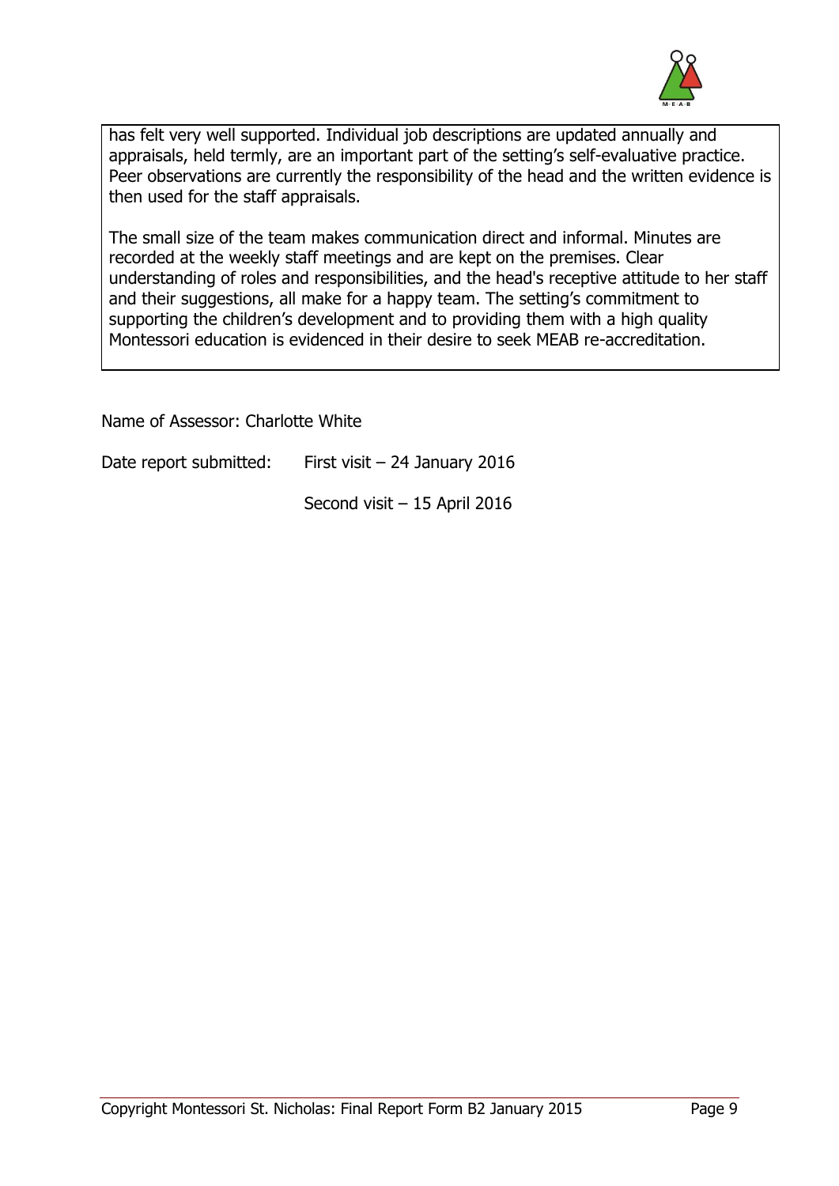has felt very well supported. Individual job descriptions are updated annually and appraisals, held termly, are an important part of the setting's self-evaluative practice. Peer observations are currently the responsibility of the head and the written evidence is then used for the staff appraisals.

The small size of the team makes communication direct and informal. Minutes are recorded at the weekly staff meetings and are kept on the premises. Clear understanding of roles and responsibilities, and the head's receptive attitude to her staff and their suggestions, all make for a happy team. The setting's commitment to supporting the children's development and to providing them with a high quality Montessori education is evidenced in their desire to seek MEAB re-accreditation.

Name of Assessor: Charlotte White

Date report submitted: First visit – 24 January 2016

Second visit – 15 April 2016